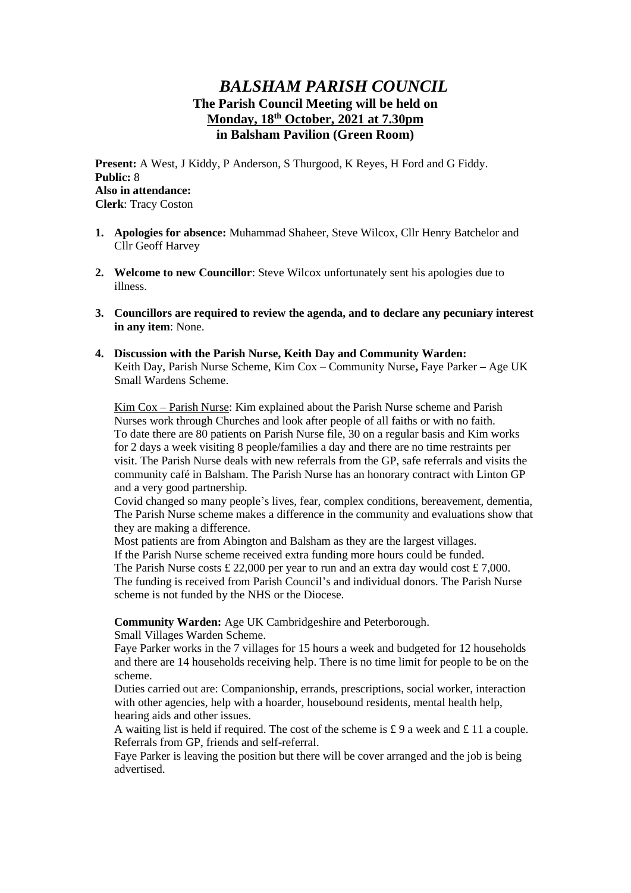# *BALSHAM PARISH COUNCIL*

**The Parish Council Meeting will be held on**
**Monday, 18th October, 2021 at 7.30pm**
**in Balsham Pavilion (Green Room)**

**Present:** A West, J Kiddy, P Anderson, S Thurgood, K Reyes, H Ford and G Fiddy.
**Public:** 8
**Also in attendance:**
**Clerk**: Tracy Coston

1. **Apologies for absence:** Muhammad Shaheer, Steve Wilcox, Cllr Henry Batchelor and Cllr Geoff Harvey

2. **Welcome to new Councillor**: Steve Wilcox unfortunately sent his apologies due to illness.

3. **Councillors are required to review the agenda, and to declare any pecuniary interest in any item**: None.

4. **Discussion with the Parish Nurse, Keith Day and Community Warden:**
   Keith Day, Parish Nurse Scheme, Kim Cox – Community Nurse**,** Faye Parker **–** Age UK Small Wardens Scheme.

   Kim Cox – Parish Nurse: Kim explained about the Parish Nurse scheme and Parish Nurses work through Churches and look after people of all faiths or with no faith.
   To date there are 80 patients on Parish Nurse file, 30 on a regular basis and Kim works for 2 days a week visiting 8 people/families a day and there are no time restraints per visit. The Parish Nurse deals with new referrals from the GP, safe referrals and visits the community café in Balsham. The Parish Nurse has an honorary contract with Linton GP and a very good partnership.
   Covid changed so many people's lives, fear, complex conditions, bereavement, dementia, The Parish Nurse scheme makes a difference in the community and evaluations show that they are making a difference.
   Most patients are from Abington and Balsham as they are the largest villages.
   If the Parish Nurse scheme received extra funding more hours could be funded.
   The Parish Nurse costs £ 22,000 per year to run and an extra day would cost £ 7,000.
   The funding is received from Parish Council's and individual donors. The Parish Nurse scheme is not funded by the NHS or the Diocese.

   **Community Warden:** Age UK Cambridgeshire and Peterborough.
   Small Villages Warden Scheme.
   Faye Parker works in the 7 villages for 15 hours a week and budgeted for 12 households and there are 14 households receiving help. There is no time limit for people to be on the scheme.
   Duties carried out are: Companionship, errands, prescriptions, social worker, interaction with other agencies, help with a hoarder, housebound residents, mental health help, hearing aids and other issues.
   A waiting list is held if required. The cost of the scheme is £ 9 a week and £ 11 a couple.
   Referrals from GP, friends and self-referral.
   Faye Parker is leaving the position but there will be cover arranged and the job is being advertised.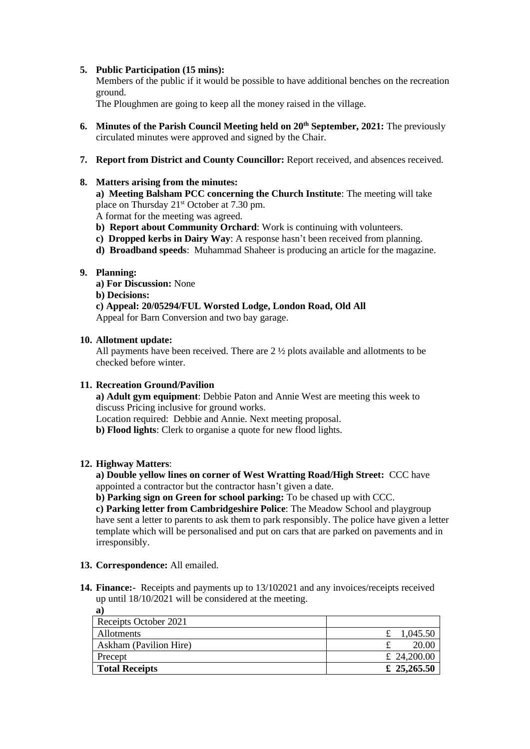5. **Public Participation (15 mins):**
   Members of the public if it would be possible to have additional benches on the recreation ground.
   The Ploughmen are going to keep all the money raised in the village.

6. **Minutes of the Parish Council Meeting held on 20th September, 2021:** The previously circulated minutes were approved and signed by the Chair.

7. **Report from District and County Councillor:** Report received, and absences received.

8. **Matters arising from the minutes:**
   **a) Meeting Balsham PCC concerning the Church Institute**: The meeting will take place on Thursday 21st October at 7.30 pm.
   A format for the meeting was agreed.
   **b) Report about Community Orchard**: Work is continuing with volunteers.
   **c) Dropped kerbs in Dairy Way**: A response hasn't been received from planning.
   **d) Broadband speeds**: Muhammad Shaheer is producing an article for the magazine.

9. **Planning:**
   **a) For Discussion:** None
   **b) Decisions:**
   **c) Appeal: 20/05294/FUL Worsted Lodge, London Road, Old All**
   Appeal for Barn Conversion and two bay garage.

10. **Allotment update:**
    All payments have been received. There are 2 ½ plots available and allotments to be checked before winter.

11. **Recreation Ground/Pavilion**
    **a) Adult gym equipment**: Debbie Paton and Annie West are meeting this week to discuss Pricing inclusive for ground works.
    Location required: Debbie and Annie. Next meeting proposal.
    **b) Flood lights**: Clerk to organise a quote for new flood lights.

12. **Highway Matters**:
    **a) Double yellow lines on corner of West Wratting Road/High Street:** CCC have appointed a contractor but the contractor hasn't given a date.
    **b) Parking sign on Green for school parking:** To be chased up with CCC.
    **c) Parking letter from Cambridgeshire Police**: The Meadow School and playgroup have sent a letter to parents to ask them to park responsibly. The police have given a letter template which will be personalised and put on cars that are parked on pavements and in irresponsibly.

13. **Correspondence:** All emailed.

14. **Finance:-** Receipts and payments up to 13/102021 and any invoices/receipts received up until 18/10/2021 will be considered at the meeting.
    **a)**

| Receipts October 2021 | |
|---|---|
| Allotments | £ 1,045.50 |
| Askham (Pavilion Hire) | £ 20.00 |
| Precept | £ 24,200.00 |
| **Total Receipts** | **£ 25,265.50** |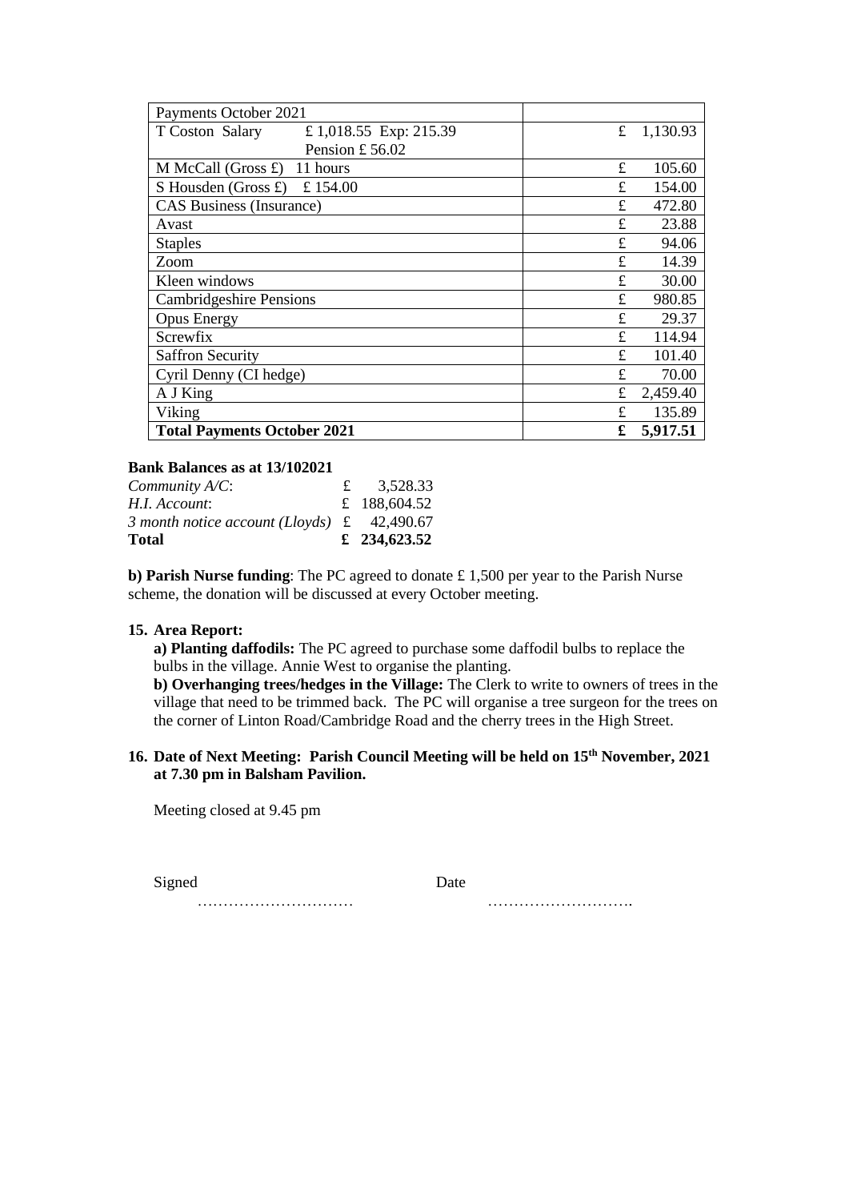| Payments October 2021 | | |
|---|---|---|
| T Coston Salary £ 1,018.55 Exp: 215.39 Pension £ 56.02 | £ | 1,130.93 |
| M McCall (Gross £) 11 hours | £ | 105.60 |
| S Housden (Gross £) £ 154.00 | £ | 154.00 |
| CAS Business (Insurance) | £ | 472.80 |
| Avast | £ | 23.88 |
| Staples | £ | 94.06 |
| Zoom | £ | 14.39 |
| Kleen windows | £ | 30.00 |
| Cambridgeshire Pensions | £ | 980.85 |
| Opus Energy | £ | 29.37 |
| Screwfix | £ | 114.94 |
| Saffron Security | £ | 101.40 |
| Cyril Denny (CI hedge) | £ | 70.00 |
| A J King | £ | 2,459.40 |
| Viking | £ | 135.89 |
| **Total Payments October 2021** | **£** | **5,917.51** |

**Bank Balances as at 13/102021**

| | | |
|---|---|---|
| *Community A/C*: | £ | 3,528.33 |
| *H.I. Account*: | £ | 188,604.52 |
| *3 month notice account (Lloyds)* | £ | 42,490.67 |
| **Total** | **£** | **234,623.52** |

**b) Parish Nurse funding**: The PC agreed to donate £ 1,500 per year to the Parish Nurse scheme, the donation will be discussed at every October meeting.

**15. Area Report:**

**a) Planting daffodils:** The PC agreed to purchase some daffodil bulbs to replace the bulbs in the village. Annie West to organise the planting.

**b) Overhanging trees/hedges in the Village:** The Clerk to write to owners of trees in the village that need to be trimmed back. The PC will organise a tree surgeon for the trees on the corner of Linton Road/Cambridge Road and the cherry trees in the High Street.

**16. Date of Next Meeting: Parish Council Meeting will be held on 15th November, 2021 at 7.30 pm in Balsham Pavilion.**

Meeting closed at 9.45 pm

Signed ………………………… Date ……………………….